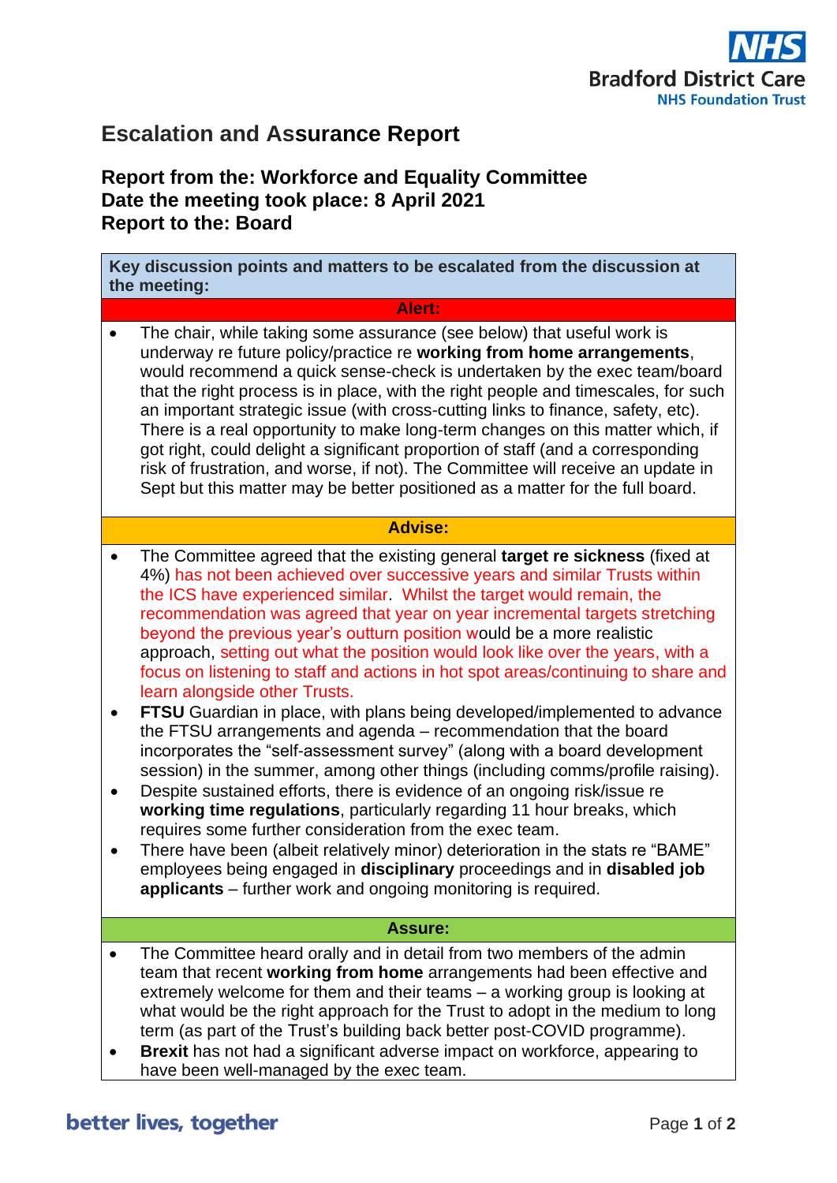# Escalation and Assurance Report

**Report from the: Workforce and Equality Committee**
**Date the meeting took place: 8 April 2021**
**Report to the: Board**

**Key discussion points and matters to be escalated from the discussion at the meeting:**

**Alert:**

- The chair, while taking some assurance (see below) that useful work is underway re future policy/practice re **working from home arrangements**, would recommend a quick sense-check is undertaken by the exec team/board that the right process is in place, with the right people and timescales, for such an important strategic issue (with cross-cutting links to finance, safety, etc). There is a real opportunity to make long-term changes on this matter which, if got right, could delight a significant proportion of staff (and a corresponding risk of frustration, and worse, if not). The Committee will receive an update in Sept but this matter may be better positioned as a matter for the full board.

**Advise:**

- The Committee agreed that the existing general **target re sickness** (fixed at 4%) has not been achieved over successive years and similar Trusts within the ICS have experienced similar. Whilst the target would remain, the recommendation was agreed that year on year incremental targets stretching beyond the previous year's outturn position would be a more realistic approach, setting out what the position would look like over the years, with a focus on listening to staff and actions in hot spot areas/continuing to share and learn alongside other Trusts.
- **FTSU** Guardian in place, with plans being developed/implemented to advance the FTSU arrangements and agenda – recommendation that the board incorporates the "self-assessment survey" (along with a board development session) in the summer, among other things (including comms/profile raising).
- Despite sustained efforts, there is evidence of an ongoing risk/issue re **working time regulations**, particularly regarding 11 hour breaks, which requires some further consideration from the exec team.
- There have been (albeit relatively minor) deterioration in the stats re "BAME" employees being engaged in **disciplinary** proceedings and in **disabled job applicants** – further work and ongoing monitoring is required.

**Assure:**

- The Committee heard orally and in detail from two members of the admin team that recent **working from home** arrangements had been effective and extremely welcome for them and their teams – a working group is looking at what would be the right approach for the Trust to adopt in the medium to long term (as part of the Trust's building back better post-COVID programme).
- **Brexit** has not had a significant adverse impact on workforce, appearing to have been well-managed by the exec team.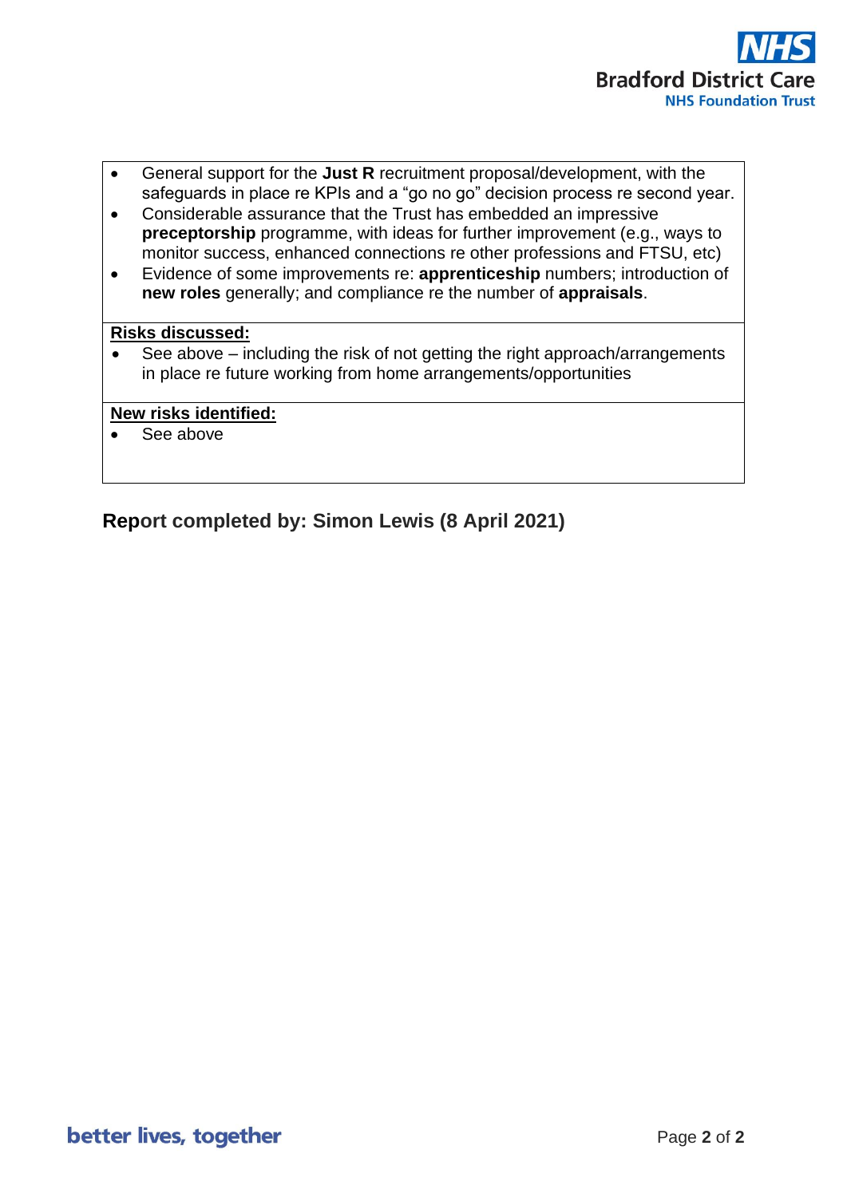- General support for the **Just R** recruitment proposal/development, with the safeguards in place re KPIs and a "go no go" decision process re second year.
- Considerable assurance that the Trust has embedded an impressive **preceptorship** programme, with ideas for further improvement (e.g., ways to monitor success, enhanced connections re other professions and FTSU, etc)
- Evidence of some improvements re: **apprenticeship** numbers; introduction of **new roles** generally; and compliance re the number of **appraisals**.

**Risks discussed:**

- See above – including the risk of not getting the right approach/arrangements in place re future working from home arrangements/opportunities

**New risks identified:**

- See above

**Report completed by: Simon Lewis (8 April 2021)**